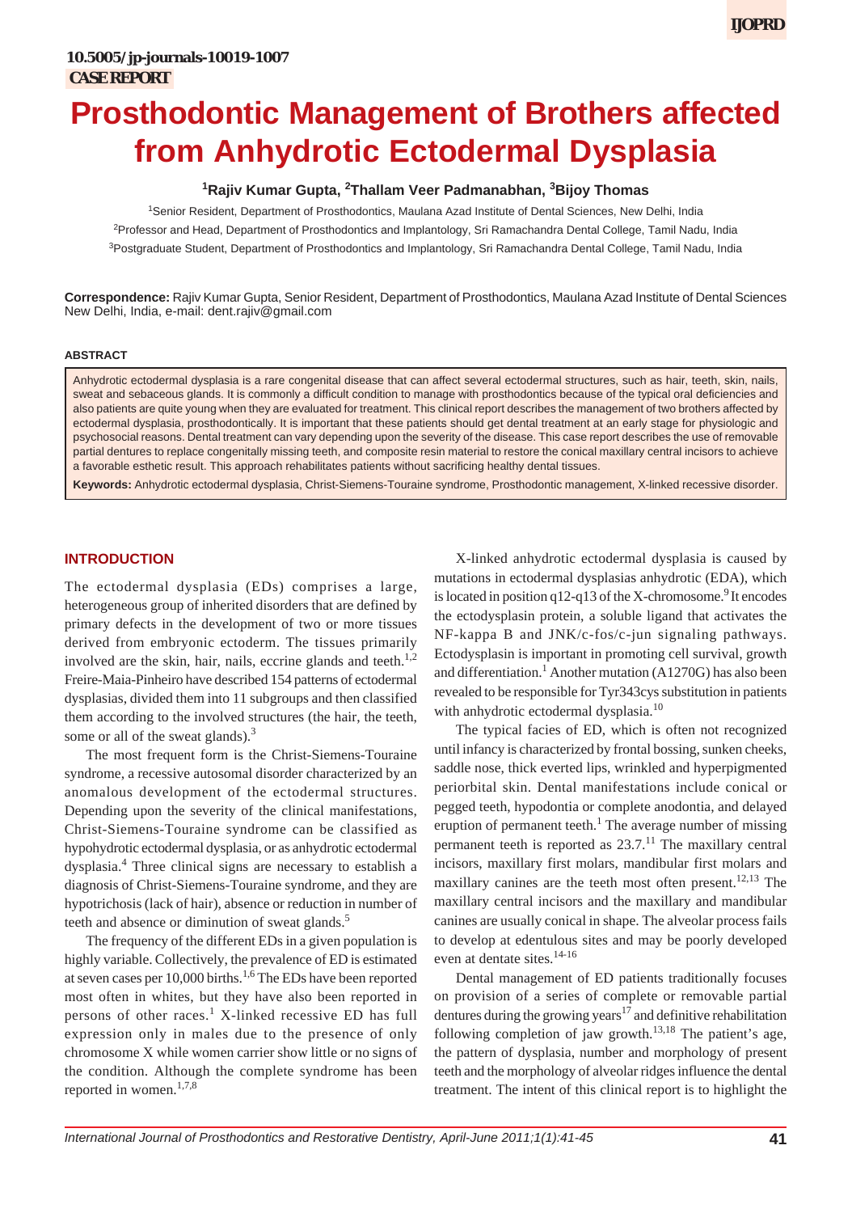10.5005/jp-journals-10019-1007

**CASE REPORT**

# Prosthodontic Management of Brothers affected from Anhydrotic Ectodermal Dysplasia

**[1]Rajiv Kumar Gupta, [2]Thallam Veer Padmanabhan, [3]Bijoy Thomas**

[1]Senior Resident, Department of Prosthodontics, Maulana Azad Institute of Dental Sciences, New Delhi, India

[2]Professor and Head, Department of Prosthodontics and Implantology, Sri Ramachandra Dental College, Tamil Nadu, India

[3]Postgraduate Student, Department of Prosthodontics and Implantology, Sri Ramachandra Dental College, Tamil Nadu, India

**Correspondence:** Rajiv Kumar Gupta, Senior Resident, Department of Prosthodontics, Maulana Azad Institute of Dental Sciences New Delhi, India, e-mail: dent.rajiv@gmail.com

## ABSTRACT

Anhydrotic ectodermal dysplasia is a rare congenital disease that can affect several ectodermal structures, such as hair, teeth, skin, nails, sweat and sebaceous glands. It is commonly a difficult condition to manage with prosthodontics because of the typical oral deficiencies and also patients are quite young when they are evaluated for treatment. This clinical report describes the management of two brothers affected by ectodermal dysplasia, prosthodontically. It is important that these patients should get dental treatment at an early stage for physiologic and psychosocial reasons. Dental treatment can vary depending upon the severity of the disease. This case report describes the use of removable partial dentures to replace congenitally missing teeth, and composite resin material to restore the conical maxillary central incisors to achieve a favorable esthetic result. This approach rehabilitates patients without sacrificing healthy dental tissues.

**Keywords:** Anhydrotic ectodermal dysplasia, Christ-Siemens-Touraine syndrome, Prosthodontic management, X-linked recessive disorder.

## INTRODUCTION

The ectodermal dysplasia (EDs) comprises a large, heterogeneous group of inherited disorders that are defined by primary defects in the development of two or more tissues derived from embryonic ectoderm. The tissues primarily involved are the skin, hair, nails, eccrine glands and teeth.[1,2] Freire-Maia-Pinheiro have described 154 patterns of ectodermal dysplasias, divided them into 11 subgroups and then classified them according to the involved structures (the hair, the teeth, some or all of the sweat glands).[3]

The most frequent form is the Christ-Siemens-Touraine syndrome, a recessive autosomal disorder characterized by an anomalous development of the ectodermal structures. Depending upon the severity of the clinical manifestations, Christ-Siemens-Touraine syndrome can be classified as hypohydrotic ectodermal dysplasia, or as anhydrotic ectodermal dysplasia.[4] Three clinical signs are necessary to establish a diagnosis of Christ-Siemens-Touraine syndrome, and they are hypotrichosis (lack of hair), absence or reduction in number of teeth and absence or diminution of sweat glands.[5]

The frequency of the different EDs in a given population is highly variable. Collectively, the prevalence of ED is estimated at seven cases per 10,000 births.[1,6] The EDs have been reported most often in whites, but they have also been reported in persons of other races.[1] X-linked recessive ED has full expression only in males due to the presence of only chromosome X while women carrier show little or no signs of the condition. Although the complete syndrome has been reported in women.[1,7,8]

X-linked anhydrotic ectodermal dysplasia is caused by mutations in ectodermal dysplasias anhydrotic (EDA), which is located in position q12-q13 of the X-chromosome.[9] It encodes the ectodysplasin protein, a soluble ligand that activates the NF-kappa B and JNK/c-fos/c-jun signaling pathways. Ectodysplasin is important in promoting cell survival, growth and differentiation.[1] Another mutation (A1270G) has also been revealed to be responsible for Tyr343cys substitution in patients with anhydrotic ectodermal dysplasia.[10]

The typical facies of ED, which is often not recognized until infancy is characterized by frontal bossing, sunken cheeks, saddle nose, thick everted lips, wrinkled and hyperpigmented periorbital skin. Dental manifestations include conical or pegged teeth, hypodontia or complete anodontia, and delayed eruption of permanent teeth.[1] The average number of missing permanent teeth is reported as 23.7.[11] The maxillary central incisors, maxillary first molars, mandibular first molars and maxillary canines are the teeth most often present.[12,13] The maxillary central incisors and the maxillary and mandibular canines are usually conical in shape. The alveolar process fails to develop at edentulous sites and may be poorly developed even at dentate sites.[14-16]

Dental management of ED patients traditionally focuses on provision of a series of complete or removable partial dentures during the growing years[17] and definitive rehabilitation following completion of jaw growth.[13,18] The patient's age, the pattern of dysplasia, number and morphology of present teeth and the morphology of alveolar ridges influence the dental treatment. The intent of this clinical report is to highlight the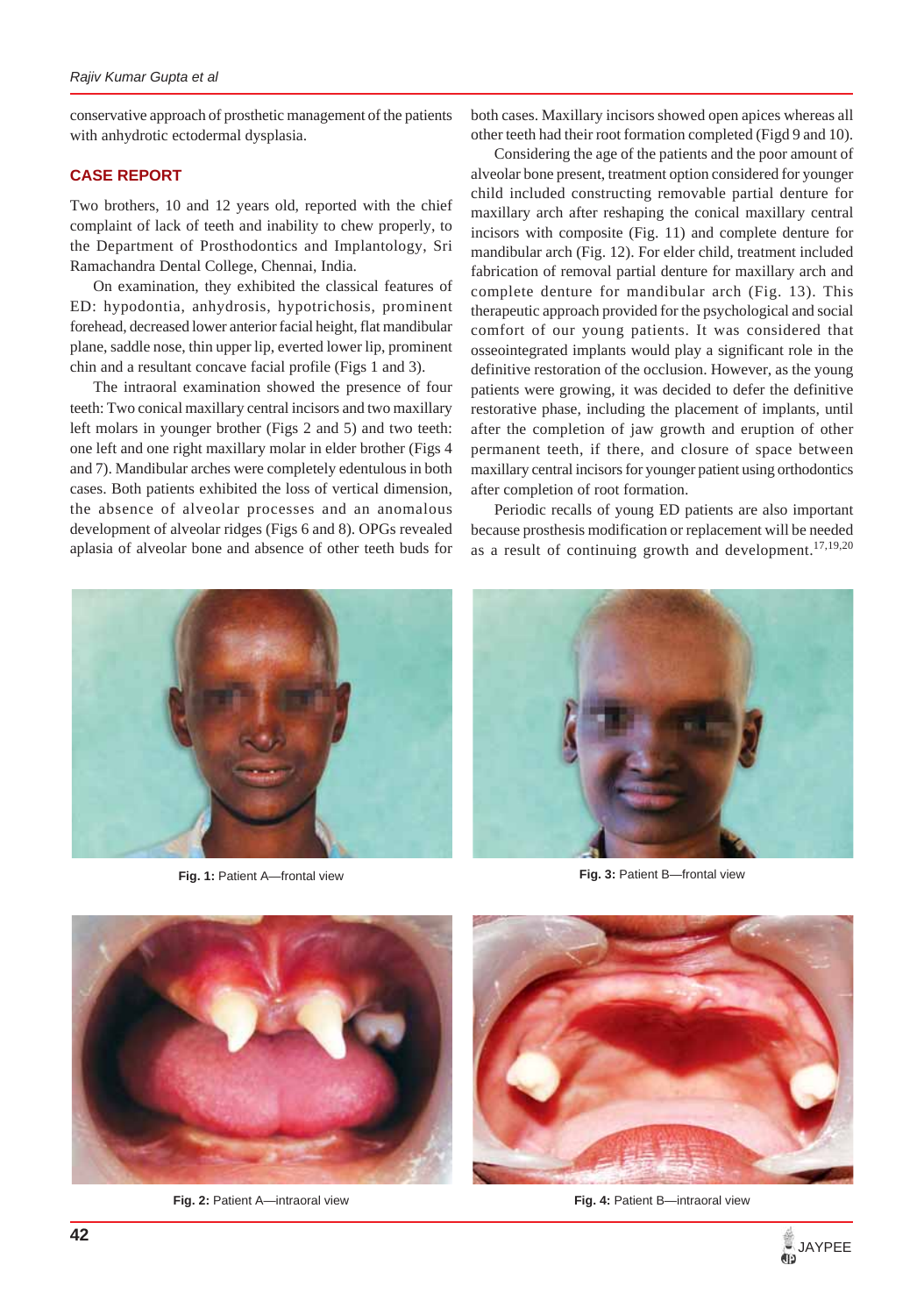conservative approach of prosthetic management of the patients with anhydrotic ectodermal dysplasia.

## CASE REPORT

Two brothers, 10 and 12 years old, reported with the chief complaint of lack of teeth and inability to chew properly, to the Department of Prosthodontics and Implantology, Sri Ramachandra Dental College, Chennai, India.

On examination, they exhibited the classical features of ED: hypodontia, anhydrosis, hypotrichosis, prominent forehead, decreased lower anterior facial height, flat mandibular plane, saddle nose, thin upper lip, everted lower lip, prominent chin and a resultant concave facial profile (Figs 1 and 3).

The intraoral examination showed the presence of four teeth: Two conical maxillary central incisors and two maxillary left molars in younger brother (Figs 2 and 5) and two teeth: one left and one right maxillary molar in elder brother (Figs 4 and 7). Mandibular arches were completely edentulous in both cases. Both patients exhibited the loss of vertical dimension, the absence of alveolar processes and an anomalous development of alveolar ridges (Figs 6 and 8). OPGs revealed aplasia of alveolar bone and absence of other teeth buds for both cases. Maxillary incisors showed open apices whereas all other teeth had their root formation completed (Figd 9 and 10).

Considering the age of the patients and the poor amount of alveolar bone present, treatment option considered for younger child included constructing removable partial denture for maxillary arch after reshaping the conical maxillary central incisors with composite (Fig. 11) and complete denture for mandibular arch (Fig. 12). For elder child, treatment included fabrication of removal partial denture for maxillary arch and complete denture for mandibular arch (Fig. 13). This therapeutic approach provided for the psychological and social comfort of our young patients. It was considered that osseointegrated implants would play a significant role in the definitive restoration of the occlusion. However, as the young patients were growing, it was decided to defer the definitive restorative phase, including the placement of implants, until after the completion of jaw growth and eruption of other permanent teeth, if there, and closure of space between maxillary central incisors for younger patient using orthodontics after completion of root formation.

Periodic recalls of young ED patients are also important because prosthesis modification or replacement will be needed as a result of continuing growth and development.[17,19,20]

**Fig. 1:** Patient A—frontal view

**Fig. 3:** Patient B—frontal view

**Fig. 2:** Patient A—intraoral view

**Fig. 4:** Patient B—intraoral view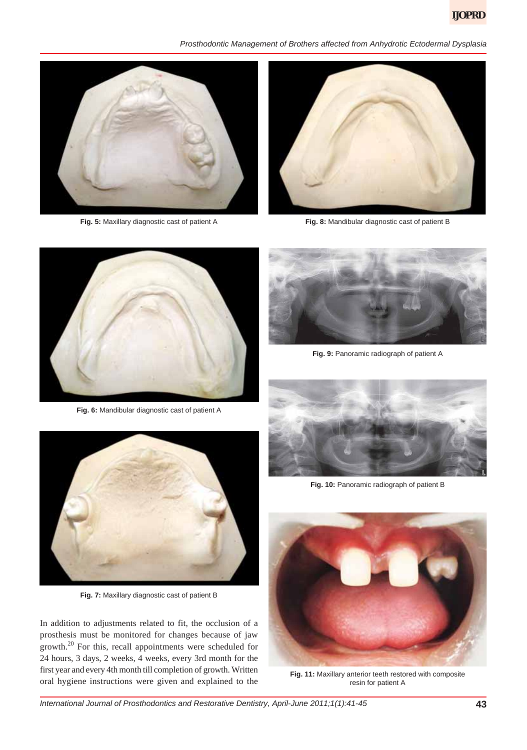Fig. 5: Maxillary diagnostic cast of patient A

Fig. 8: Mandibular diagnostic cast of patient B

Fig. 6: Mandibular diagnostic cast of patient A

Fig. 9: Panoramic radiograph of patient A

Fig. 10: Panoramic radiograph of patient B

Fig. 7: Maxillary diagnostic cast of patient B

Fig. 11: Maxillary anterior teeth restored with composite resin for patient A

In addition to adjustments related to fit, the occlusion of a prosthesis must be monitored for changes because of jaw growth.[20] For this, recall appointments were scheduled for 24 hours, 3 days, 2 weeks, 4 weeks, every 3rd month for the first year and every 4th month till completion of growth. Written oral hygiene instructions were given and explained to the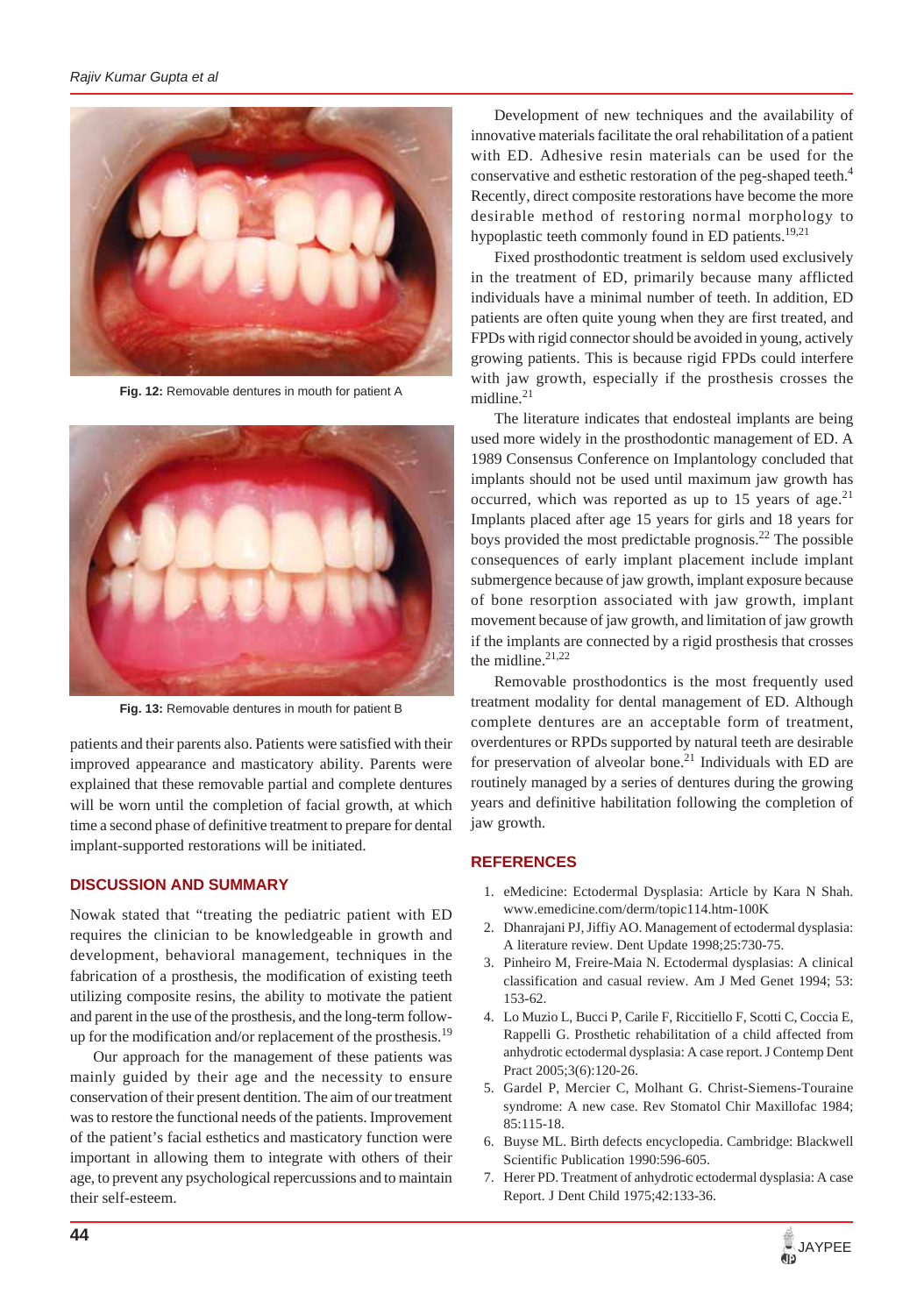Fig. 12: Removable dentures in mouth for patient A

Fig. 13: Removable dentures in mouth for patient B

patients and their parents also. Patients were satisfied with their improved appearance and masticatory ability. Parents were explained that these removable partial and complete dentures will be worn until the completion of facial growth, at which time a second phase of definitive treatment to prepare for dental implant-supported restorations will be initiated.

## DISCUSSION AND SUMMARY

Nowak stated that "treating the pediatric patient with ED requires the clinician to be knowledgeable in growth and development, behavioral management, techniques in the fabrication of a prosthesis, the modification of existing teeth utilizing composite resins, the ability to motivate the patient and parent in the use of the prosthesis, and the long-term follow-up for the modification and/or replacement of the prosthesis.[19]

Our approach for the management of these patients was mainly guided by their age and the necessity to ensure conservation of their present dentition. The aim of our treatment was to restore the functional needs of the patients. Improvement of the patient's facial esthetics and masticatory function were important in allowing them to integrate with others of their age, to prevent any psychological repercussions and to maintain their self-esteem.

Development of new techniques and the availability of innovative materials facilitate the oral rehabilitation of a patient with ED. Adhesive resin materials can be used for the conservative and esthetic restoration of the peg-shaped teeth.[4] Recently, direct composite restorations have become the more desirable method of restoring normal morphology to hypoplastic teeth commonly found in ED patients.[19,21]

Fixed prosthodontic treatment is seldom used exclusively in the treatment of ED, primarily because many afflicted individuals have a minimal number of teeth. In addition, ED patients are often quite young when they are first treated, and FPDs with rigid connector should be avoided in young, actively growing patients. This is because rigid FPDs could interfere with jaw growth, especially if the prosthesis crosses the midline.[21]

The literature indicates that endosteal implants are being used more widely in the prosthodontic management of ED. A 1989 Consensus Conference on Implantology concluded that implants should not be used until maximum jaw growth has occurred, which was reported as up to 15 years of age.[21] Implants placed after age 15 years for girls and 18 years for boys provided the most predictable prognosis.[22] The possible consequences of early implant placement include implant submergence because of jaw growth, implant exposure because of bone resorption associated with jaw growth, implant movement because of jaw growth, and limitation of jaw growth if the implants are connected by a rigid prosthesis that crosses the midline.[21,22]

Removable prosthodontics is the most frequently used treatment modality for dental management of ED. Although complete dentures are an acceptable form of treatment, overdentures or RPDs supported by natural teeth are desirable for preservation of alveolar bone.[21] Individuals with ED are routinely managed by a series of dentures during the growing years and definitive habilitation following the completion of jaw growth.

## REFERENCES

1. eMedicine: Ectodermal Dysplasia: Article by Kara N Shah. www.emedicine.com/derm/topic114.htm-100K
2. Dhanrajani PJ, Jiffiy AO. Management of ectodermal dysplasia: A literature review. Dent Update 1998;25:730-75.
3. Pinheiro M, Freire-Maia N. Ectodermal dysplasias: A clinical classification and casual review. Am J Med Genet 1994; 53: 153-62.
4. Lo Muzio L, Bucci P, Carile F, Riccitiello F, Scotti C, Coccia E, Rappelli G. Prosthetic rehabilitation of a child affected from anhydrotic ectodermal dysplasia: A case report. J Contemp Dent Pract 2005;3(6):120-26.
5. Gardel P, Mercier C, Molhant G. Christ-Siemens-Touraine syndrome: A new case. Rev Stomatol Chir Maxillofac 1984; 85:115-18.
6. Buyse ML. Birth defects encyclopedia. Cambridge: Blackwell Scientific Publication 1990:596-605.
7. Herer PD. Treatment of anhydrotic ectodermal dysplasia: A case Report. J Dent Child 1975;42:133-36.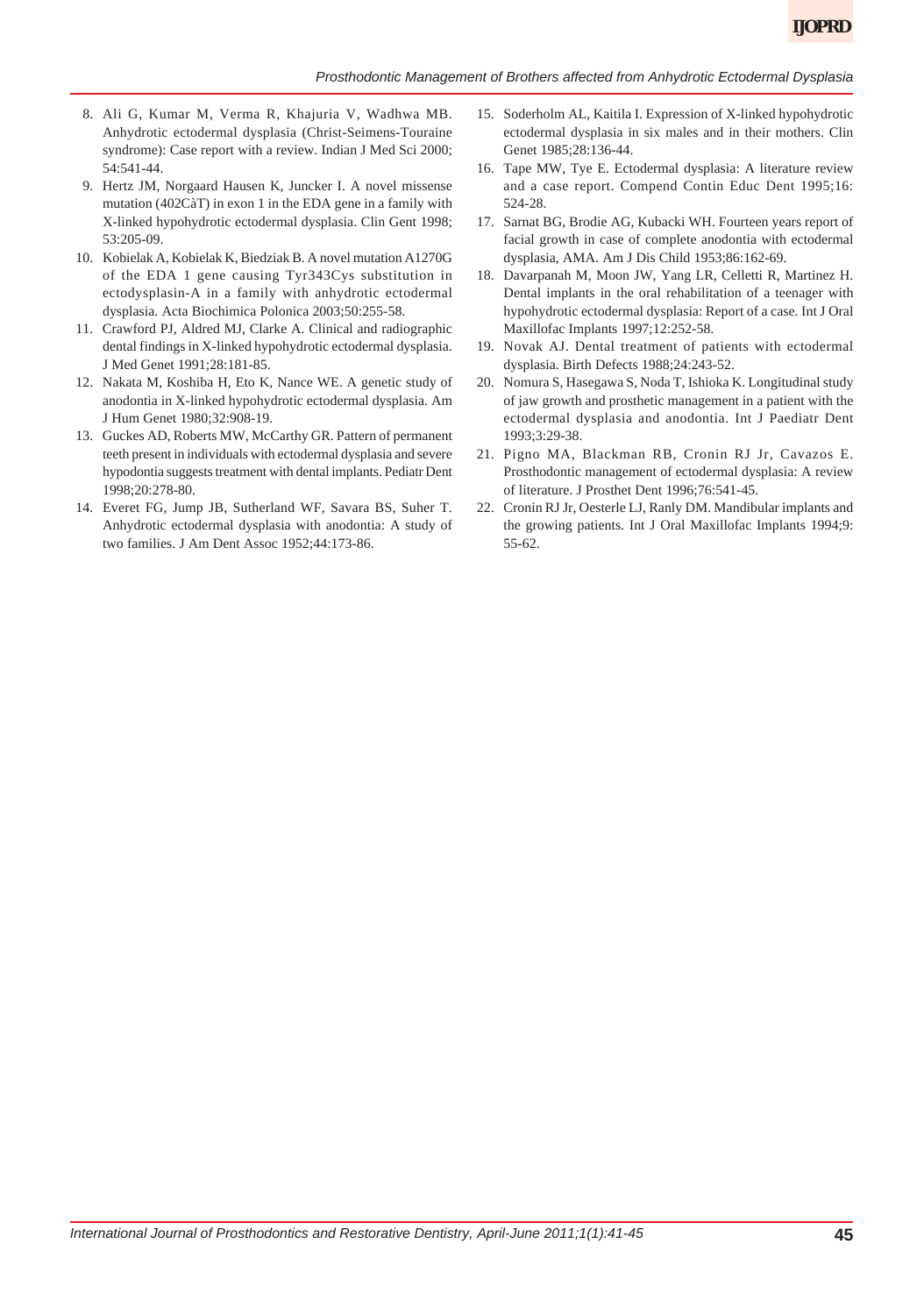8. Ali G, Kumar M, Verma R, Khajuria V, Wadhwa MB. Anhydrotic ectodermal dysplasia (Christ-Seimens-Touraine syndrome): Case report with a review. Indian J Med Sci 2000; 54:541-44.
9. Hertz JM, Norgaard Hausen K, Juncker I. A novel missense mutation (402CàT) in exon 1 in the EDA gene in a family with X-linked hypohydrotic ectodermal dysplasia. Clin Gent 1998; 53:205-09.
10. Kobielak A, Kobielak K, Biedziak B. A novel mutation A1270G of the EDA 1 gene causing Tyr343Cys substitution in ectodysplasin-A in a family with anhydrotic ectodermal dysplasia. Acta Biochimica Polonica 2003;50:255-58.
11. Crawford PJ, Aldred MJ, Clarke A. Clinical and radiographic dental findings in X-linked hypohydrotic ectodermal dysplasia. J Med Genet 1991;28:181-85.
12. Nakata M, Koshiba H, Eto K, Nance WE. A genetic study of anodontia in X-linked hypohydrotic ectodermal dysplasia. Am J Hum Genet 1980;32:908-19.
13. Guckes AD, Roberts MW, McCarthy GR. Pattern of permanent teeth present in individuals with ectodermal dysplasia and severe hypodontia suggests treatment with dental implants. Pediatr Dent 1998;20:278-80.
14. Everet FG, Jump JB, Sutherland WF, Savara BS, Suher T. Anhydrotic ectodermal dysplasia with anodontia: A study of two families. J Am Dent Assoc 1952;44:173-86.
15. Soderholm AL, Kaitila I. Expression of X-linked hypohydrotic ectodermal dysplasia in six males and in their mothers. Clin Genet 1985;28:136-44.
16. Tape MW, Tye E. Ectodermal dysplasia: A literature review and a case report. Compend Contin Educ Dent 1995;16: 524-28.
17. Sarnat BG, Brodie AG, Kubacki WH. Fourteen years report of facial growth in case of complete anodontia with ectodermal dysplasia, AMA. Am J Dis Child 1953;86:162-69.
18. Davarpanah M, Moon JW, Yang LR, Celletti R, Martinez H. Dental implants in the oral rehabilitation of a teenager with hypohydrotic ectodermal dysplasia: Report of a case. Int J Oral Maxillofac Implants 1997;12:252-58.
19. Novak AJ. Dental treatment of patients with ectodermal dysplasia. Birth Defects 1988;24:243-52.
20. Nomura S, Hasegawa S, Noda T, Ishioka K. Longitudinal study of jaw growth and prosthetic management in a patient with the ectodermal dysplasia and anodontia. Int J Paediatr Dent 1993;3:29-38.
21. Pigno MA, Blackman RB, Cronin RJ Jr, Cavazos E. Prosthodontic management of ectodermal dysplasia: A review of literature. J Prosthet Dent 1996;76:541-45.
22. Cronin RJ Jr, Oesterle LJ, Ranly DM. Mandibular implants and the growing patients. Int J Oral Maxillofac Implants 1994;9: 55-62.